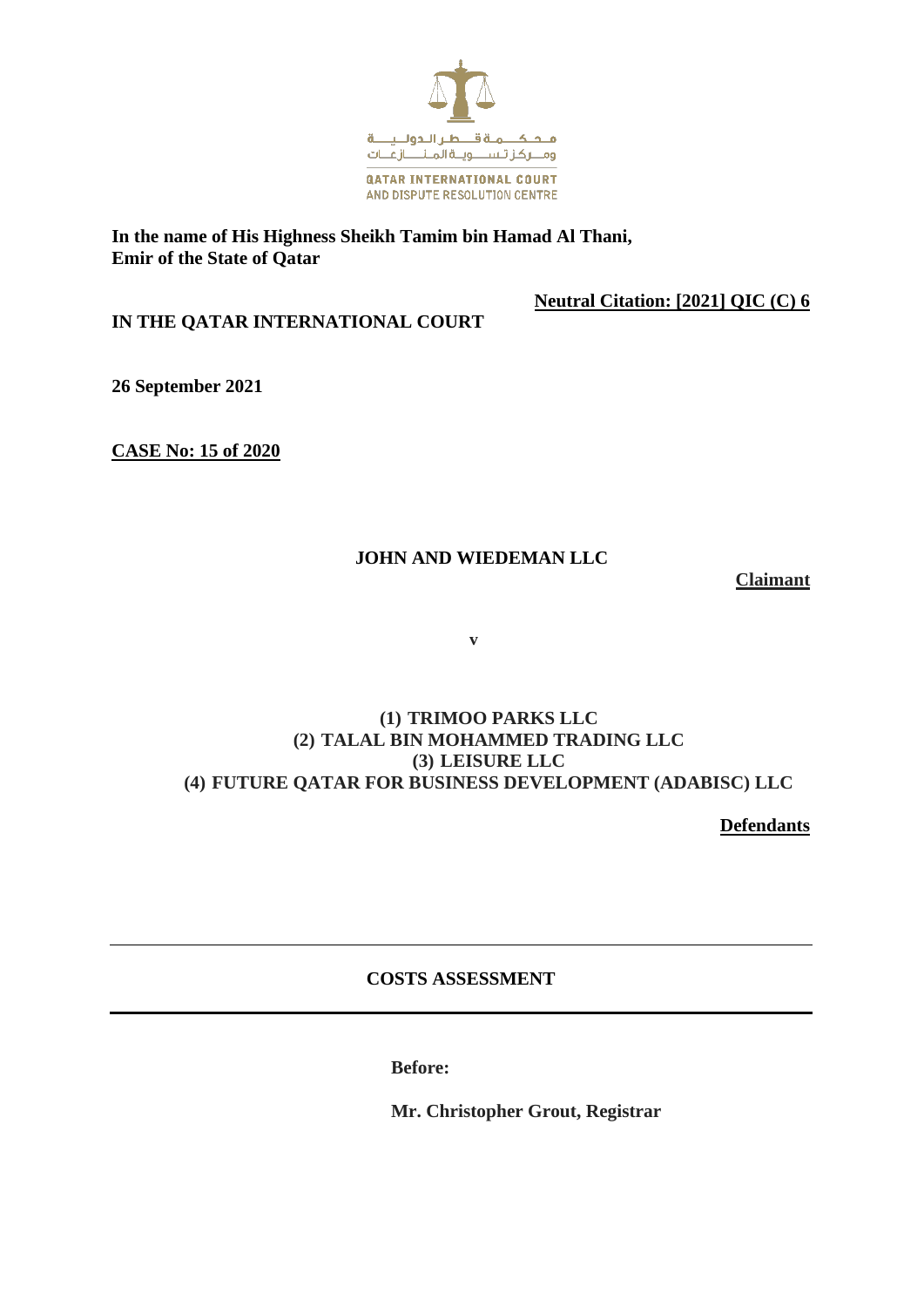محكمة قطر الدولية ومركز تسوية المنازعات

QATAR INTERNATIONAL COURT AND DISPUTE RESOLUTION CENTRE

**In the name of His Highness Sheikh Tamim bin Hamad Al Thani, Emir of the State of Qatar**

**Neutral Citation: [2021] QIC (C) 6**

**IN THE QATAR INTERNATIONAL COURT**

**26 September 2021**

**CASE No: 15 of 2020**

**JOHN AND WIEDEMAN LLC**

**Claimant**

**v**

**(1) TRIMOO PARKS LLC**
**(2) TALAL BIN MOHAMMED TRADING LLC**
**(3) LEISURE LLC**
**(4) FUTURE QATAR FOR BUSINESS DEVELOPMENT (ADABISC) LLC**

**Defendants**

---

**COSTS ASSESSMENT**

---

**Before:**

**Mr. Christopher Grout, Registrar**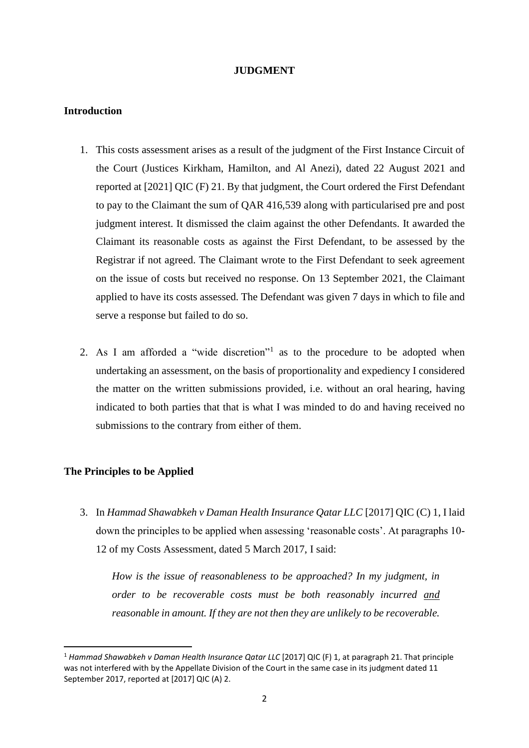**JUDGMENT**

## Introduction

1. This costs assessment arises as a result of the judgment of the First Instance Circuit of the Court (Justices Kirkham, Hamilton, and Al Anezi), dated 22 August 2021 and reported at [2021] QIC (F) 21. By that judgment, the Court ordered the First Defendant to pay to the Claimant the sum of QAR 416,539 along with particularised pre and post judgment interest. It dismissed the claim against the other Defendants. It awarded the Claimant its reasonable costs as against the First Defendant, to be assessed by the Registrar if not agreed. The Claimant wrote to the First Defendant to seek agreement on the issue of costs but received no response. On 13 September 2021, the Claimant applied to have its costs assessed. The Defendant was given 7 days in which to file and serve a response but failed to do so.

2. As I am afforded a "wide discretion"[1] as to the procedure to be adopted when undertaking an assessment, on the basis of proportionality and expediency I considered the matter on the written submissions provided, i.e. without an oral hearing, having indicated to both parties that that is what I was minded to do and having received no submissions to the contrary from either of them.

## The Principles to be Applied

3. In *Hammad Shawabkeh v Daman Health Insurance Qatar LLC* [2017] QIC (C) 1, I laid down the principles to be applied when assessing 'reasonable costs'. At paragraphs 10-12 of my Costs Assessment, dated 5 March 2017, I said:

   *How is the issue of reasonableness to be approached? In my judgment, in order to be recoverable costs must be both reasonably incurred and reasonable in amount. If they are not then they are unlikely to be recoverable.*

---

[1] *Hammad Shawabkeh v Daman Health Insurance Qatar LLC* [2017] QIC (F) 1, at paragraph 21. That principle was not interfered with by the Appellate Division of the Court in the same case in its judgment dated 11 September 2017, reported at [2017] QIC (A) 2.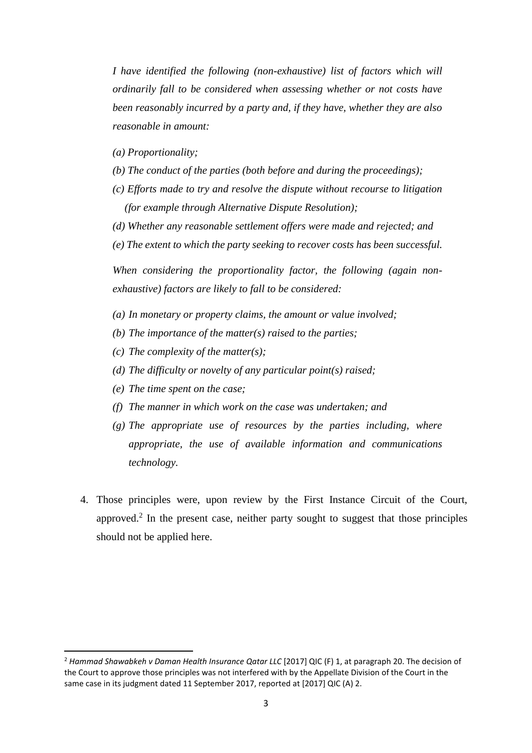*I have identified the following (non-exhaustive) list of factors which will ordinarily fall to be considered when assessing whether or not costs have been reasonably incurred by a party and, if they have, whether they are also reasonable in amount:*

*(a) Proportionality;*

*(b) The conduct of the parties (both before and during the proceedings);*

*(c) Efforts made to try and resolve the dispute without recourse to litigation (for example through Alternative Dispute Resolution);*

*(d) Whether any reasonable settlement offers were made and rejected; and*

*(e) The extent to which the party seeking to recover costs has been successful.*

*When considering the proportionality factor, the following (again non-exhaustive) factors are likely to fall to be considered:*

*(a) In monetary or property claims, the amount or value involved;*

*(b) The importance of the matter(s) raised to the parties;*

*(c) The complexity of the matter(s);*

*(d) The difficulty or novelty of any particular point(s) raised;*

*(e) The time spent on the case;*

*(f) The manner in which work on the case was undertaken; and*

*(g) The appropriate use of resources by the parties including, where appropriate, the use of available information and communications technology.*

4. Those principles were, upon review by the First Instance Circuit of the Court, approved.[2] In the present case, neither party sought to suggest that those principles should not be applied here.

---

[2] *Hammad Shawabkeh v Daman Health Insurance Qatar LLC* [2017] QIC (F) 1, at paragraph 20. The decision of the Court to approve those principles was not interfered with by the Appellate Division of the Court in the same case in its judgment dated 11 September 2017, reported at [2017] QIC (A) 2.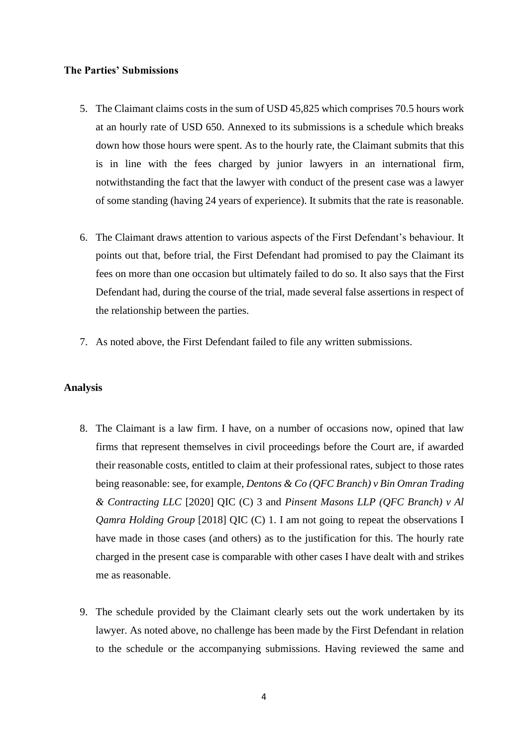**The Parties' Submissions**

5. The Claimant claims costs in the sum of USD 45,825 which comprises 70.5 hours work at an hourly rate of USD 650. Annexed to its submissions is a schedule which breaks down how those hours were spent. As to the hourly rate, the Claimant submits that this is in line with the fees charged by junior lawyers in an international firm, notwithstanding the fact that the lawyer with conduct of the present case was a lawyer of some standing (having 24 years of experience). It submits that the rate is reasonable.

6. The Claimant draws attention to various aspects of the First Defendant's behaviour. It points out that, before trial, the First Defendant had promised to pay the Claimant its fees on more than one occasion but ultimately failed to do so. It also says that the First Defendant had, during the course of the trial, made several false assertions in respect of the relationship between the parties.

7. As noted above, the First Defendant failed to file any written submissions.

**Analysis**

8. The Claimant is a law firm. I have, on a number of occasions now, opined that law firms that represent themselves in civil proceedings before the Court are, if awarded their reasonable costs, entitled to claim at their professional rates, subject to those rates being reasonable: see, for example, *Dentons & Co (QFC Branch) v Bin Omran Trading & Contracting LLC* [2020] QIC (C) 3 and *Pinsent Masons LLP (QFC Branch) v Al Qamra Holding Group* [2018] QIC (C) 1. I am not going to repeat the observations I have made in those cases (and others) as to the justification for this. The hourly rate charged in the present case is comparable with other cases I have dealt with and strikes me as reasonable.

9. The schedule provided by the Claimant clearly sets out the work undertaken by its lawyer. As noted above, no challenge has been made by the First Defendant in relation to the schedule or the accompanying submissions. Having reviewed the same and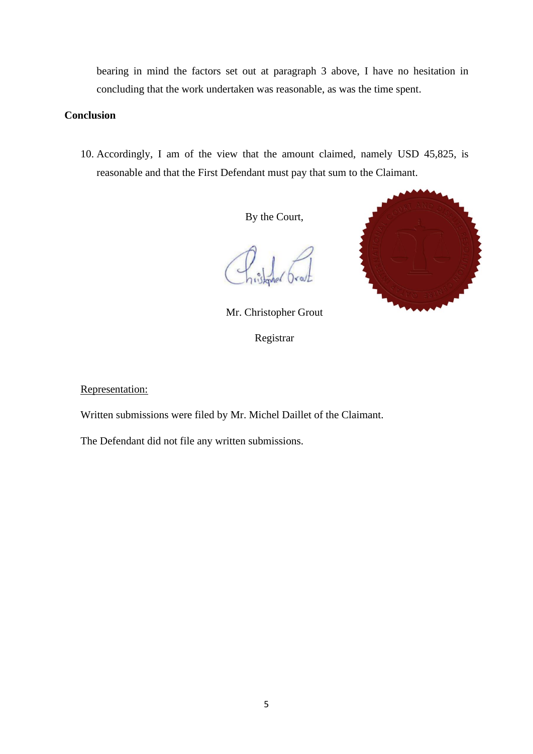bearing in mind the factors set out at paragraph 3 above, I have no hesitation in concluding that the work undertaken was reasonable, as was the time spent.

**Conclusion**

10. Accordingly, I am of the view that the amount claimed, namely USD 45,825, is reasonable and that the First Defendant must pay that sum to the Claimant.

By the Court,

Mr. Christopher Grout

Registrar

Representation:

Written submissions were filed by Mr. Michel Daillet of the Claimant.

The Defendant did not file any written submissions.